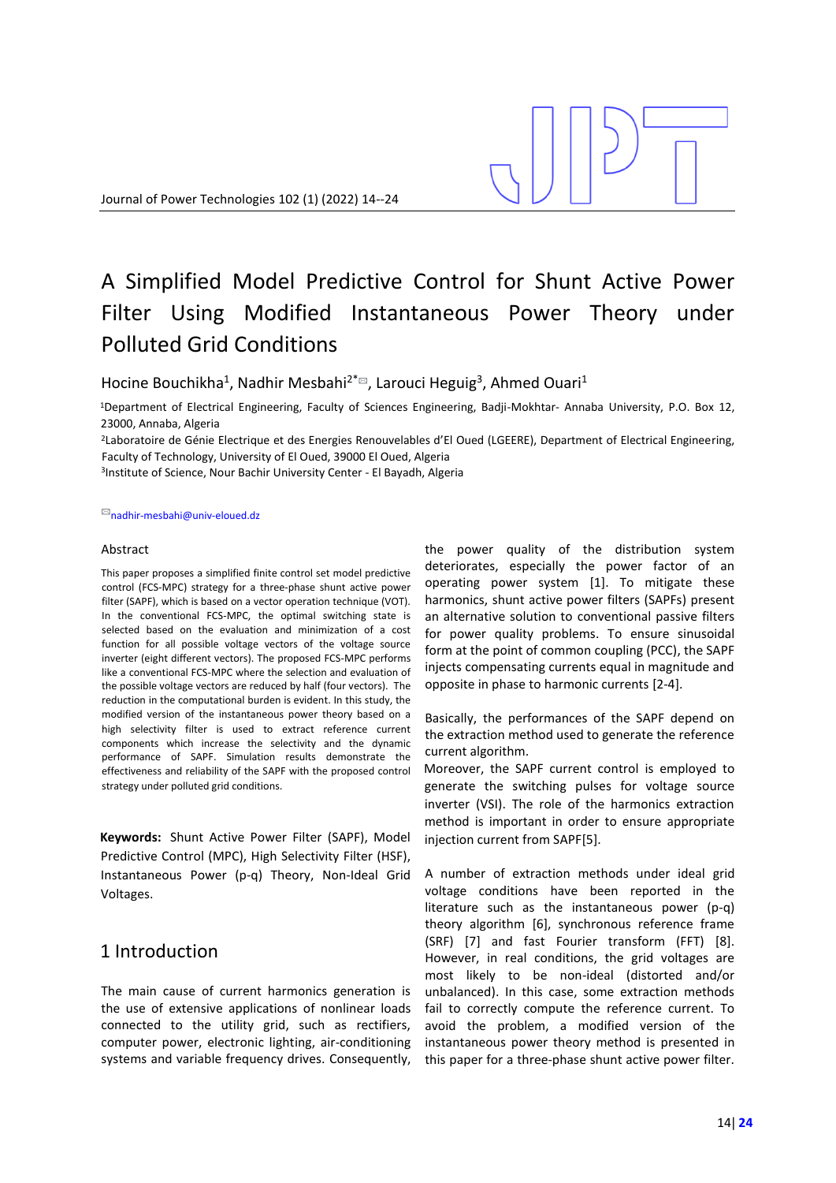# A Simplified Model Predictive Control for Shunt Active Power Filter Using Modified Instantaneous Power Theory under Polluted Grid Conditions

Hocine Bouchikha[1], Nadhir Mesbahi[2*], Larouci Heguig[3], Ahmed Ouari[1]

[1]Department of Electrical Engineering, Faculty of Sciences Engineering, Badji-Mokhtar- Annaba University, P.O. Box 12, 23000, Annaba, Algeria

[2]Laboratoire de Génie Electrique et des Energies Renouvelables d'El Oued (LGEERE), Department of Electrical Engineering, Faculty of Technology, University of El Oued, 39000 El Oued, Algeria

[3]Institute of Science, Nour Bachir University Center - El Bayadh, Algeria

nadhir-mesbahi@univ-eloued.dz

## Abstract

This paper proposes a simplified finite control set model predictive control (FCS-MPC) strategy for a three-phase shunt active power filter (SAPF), which is based on a vector operation technique (VOT). In the conventional FCS-MPC, the optimal switching state is selected based on the evaluation and minimization of a cost function for all possible voltage vectors of the voltage source inverter (eight different vectors). The proposed FCS-MPC performs like a conventional FCS-MPC where the selection and evaluation of the possible voltage vectors are reduced by half (four vectors). The reduction in the computational burden is evident. In this study, the modified version of the instantaneous power theory based on a high selectivity filter is used to extract reference current components which increase the selectivity and the dynamic performance of SAPF. Simulation results demonstrate the effectiveness and reliability of the SAPF with the proposed control strategy under polluted grid conditions.

**Keywords:** Shunt Active Power Filter (SAPF), Model Predictive Control (MPC), High Selectivity Filter (HSF), Instantaneous Power (p-q) Theory, Non-Ideal Grid Voltages.

## 1 Introduction

The main cause of current harmonics generation is the use of extensive applications of nonlinear loads connected to the utility grid, such as rectifiers, computer power, electronic lighting, air-conditioning systems and variable frequency drives. Consequently, the power quality of the distribution system deteriorates, especially the power factor of an operating power system [1]. To mitigate these harmonics, shunt active power filters (SAPFs) present an alternative solution to conventional passive filters for power quality problems. To ensure sinusoidal form at the point of common coupling (PCC), the SAPF injects compensating currents equal in magnitude and opposite in phase to harmonic currents [2-4].

Basically, the performances of the SAPF depend on the extraction method used to generate the reference current algorithm.

Moreover, the SAPF current control is employed to generate the switching pulses for voltage source inverter (VSI). The role of the harmonics extraction method is important in order to ensure appropriate injection current from SAPF[5].

A number of extraction methods under ideal grid voltage conditions have been reported in the literature such as the instantaneous power (p-q) theory algorithm [6], synchronous reference frame (SRF) [7] and fast Fourier transform (FFT) [8]. However, in real conditions, the grid voltages are most likely to be non-ideal (distorted and/or unbalanced). In this case, some extraction methods fail to correctly compute the reference current. To avoid the problem, a modified version of the instantaneous power theory method is presented in this paper for a three-phase shunt active power filter.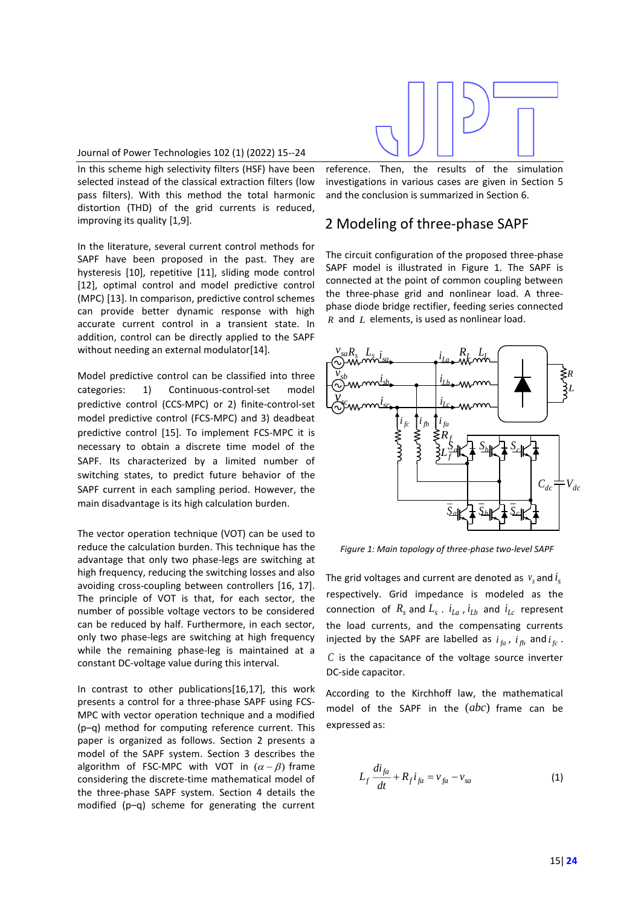In this scheme high selectivity filters (HSF) have been selected instead of the classical extraction filters (low pass filters). With this method the total harmonic distortion (THD) of the grid currents is reduced, improving its quality [1,9].

In the literature, several current control methods for SAPF have been proposed in the past. They are hysteresis [10], repetitive [11], sliding mode control [12], optimal control and model predictive control (MPC) [13]. In comparison, predictive control schemes can provide better dynamic response with high accurate current control in a transient state. In addition, control can be directly applied to the SAPF without needing an external modulator[14].

Model predictive control can be classified into three categories: 1) Continuous-control-set model predictive control (CCS-MPC) or 2) finite-control-set model predictive control (FCS-MPC) and 3) deadbeat predictive control [15]. To implement FCS-MPC it is necessary to obtain a discrete time model of the SAPF. Its characterized by a limited number of switching states, to predict future behavior of the SAPF current in each sampling period. However, the main disadvantage is its high calculation burden.

The vector operation technique (VOT) can be used to reduce the calculation burden. This technique has the advantage that only two phase-legs are switching at high frequency, reducing the switching losses and also avoiding cross-coupling between controllers [16, 17]. The principle of VOT is that, for each sector, the number of possible voltage vectors to be considered can be reduced by half. Furthermore, in each sector, only two phase-legs are switching at high frequency while the remaining phase-leg is maintained at a constant DC-voltage value during this interval.

In contrast to other publications[16,17], this work presents a control for a three-phase SAPF using FCS-MPC with vector operation technique and a modified (p–q) method for computing reference current. This paper is organized as follows. Section 2 presents a model of the SAPF system. Section 3 describes the algorithm of FSC-MPC with VOT in $(\alpha-\beta)$ frame considering the discrete-time mathematical model of the three-phase SAPF system. Section 4 details the modified (p–q) scheme for generating the current reference. Then, the results of the simulation investigations in various cases are given in Section 5 and the conclusion is summarized in Section 6.

## 2 Modeling of three-phase SAPF

The circuit configuration of the proposed three-phase SAPF model is illustrated in Figure 1. The SAPF is connected at the point of common coupling between the three-phase grid and nonlinear load. A three-phase diode bridge rectifier, feeding series connected $R$ and $L$ elements, is used as nonlinear load.

*Figure 1: Main topology of three-phase two-level SAPF*

The grid voltages and current are denoted as $v_s$ and $i_s$ respectively. Grid impedance is modeled as the connection of $R_s$ and $L_s$ . $i_{La}$ , $i_{Lb}$ and $i_{Lc}$ represent the load currents, and the compensating currents injected by the SAPF are labelled as $i_{fa}$ , $i_{fb}$ and $i_{fc}$ . $C$ is the capacitance of the voltage source inverter DC-side capacitor.

According to the Kirchhoff law, the mathematical model of the SAPF in the $(abc)$ frame can be expressed as:

$$L_f \frac{di_{fa}}{dt} + R_f i_{fa} = v_{fa} - v_{sa} \tag{1}$$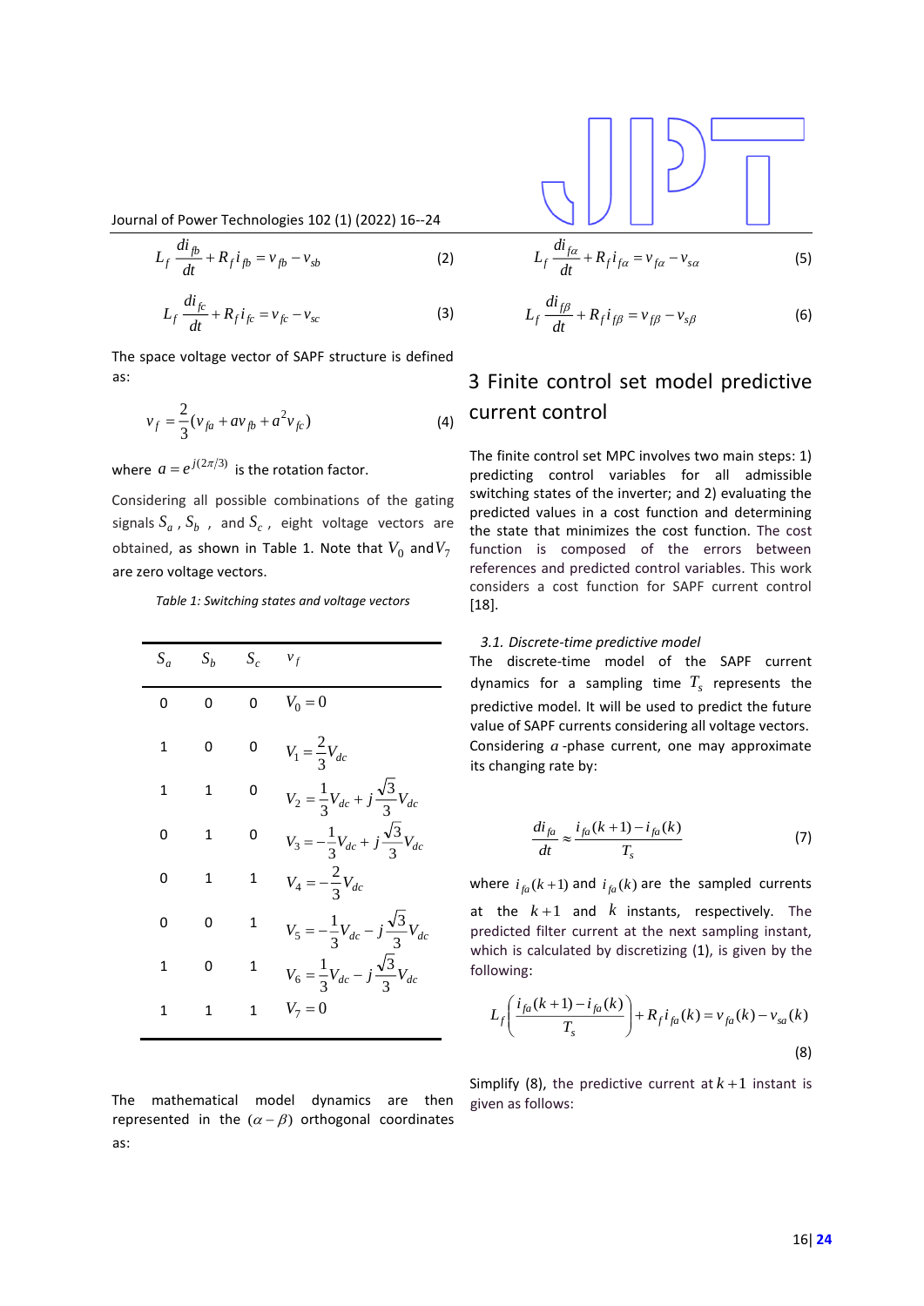$$L_f \frac{di_{fb}}{dt} + R_f i_{fb} = v_{fb} - v_{sb} \tag{2}$$

$$L_f \frac{di_{fc}}{dt} + R_f i_{fc} = v_{fc} - v_{sc} \tag{3}$$

The space voltage vector of SAPF structure is defined as:

$$v_f = \frac{2}{3}(v_{fa} + a v_{fb} + a^2 v_{fc}) \tag{4}$$

where $a = e^{j(2\pi/3)}$ is the rotation factor.

Considering all possible combinations of the gating signals $S_a$, $S_b$, and $S_c$, eight voltage vectors are obtained, as shown in Table 1. Note that $V_0$ and $V_7$ are zero voltage vectors.

*Table 1: Switching states and voltage vectors*

| $S_a$ | $S_b$ | $S_c$ | $v_f$ |
|---|---|---|---|
| 0 | 0 | 0 | $V_0 = 0$ |
| 1 | 0 | 0 | $V_1 = \frac{2}{3}V_{dc}$ |
| 1 | 1 | 0 | $V_2 = \frac{1}{3}V_{dc} + j\frac{\sqrt{3}}{3}V_{dc}$ |
| 0 | 1 | 0 | $V_3 = -\frac{1}{3}V_{dc} + j\frac{\sqrt{3}}{3}V_{dc}$ |
| 0 | 1 | 1 | $V_4 = -\frac{2}{3}V_{dc}$ |
| 0 | 0 | 1 | $V_5 = -\frac{1}{3}V_{dc} - j\frac{\sqrt{3}}{3}V_{dc}$ |
| 1 | 0 | 1 | $V_6 = \frac{1}{3}V_{dc} - j\frac{\sqrt{3}}{3}V_{dc}$ |
| 1 | 1 | 1 | $V_7 = 0$ |

The mathematical model dynamics are then represented in the $(\alpha - \beta)$ orthogonal coordinates as:

$$L_f \frac{di_{f\alpha}}{dt} + R_f i_{f\alpha} = v_{f\alpha} - v_{s\alpha} \tag{5}$$

$$L_f \frac{di_{f\beta}}{dt} + R_f i_{f\beta} = v_{f\beta} - v_{s\beta} \tag{6}$$

## 3 Finite control set model predictive current control

The finite control set MPC involves two main steps: 1) predicting control variables for all admissible switching states of the inverter; and 2) evaluating the predicted values in a cost function and determining the state that minimizes the cost function. The cost function is composed of the errors between references and predicted control variables. This work considers a cost function for SAPF current control [18].

### *3.1. Discrete-time predictive model*

The discrete-time model of the SAPF current dynamics for a sampling time $T_s$ represents the predictive model. It will be used to predict the future value of SAPF currents considering all voltage vectors. Considering $a$-phase current, one may approximate its changing rate by:

$$\frac{di_{fa}}{dt} \approx \frac{i_{fa}(k+1) - i_{fa}(k)}{T_s} \tag{7}$$

where $i_{fa}(k+1)$ and $i_{fa}(k)$ are the sampled currents at the $k+1$ and $k$ instants, respectively. The predicted filter current at the next sampling instant, which is calculated by discretizing (1), is given by the following:

$$L_f \left( \frac{i_{fa}(k+1) - i_{fa}(k)}{T_s} \right) + R_f i_{fa}(k) = v_{fa}(k) - v_{sa}(k) \tag{8}$$

Simplify (8), the predictive current at $k+1$ instant is given as follows: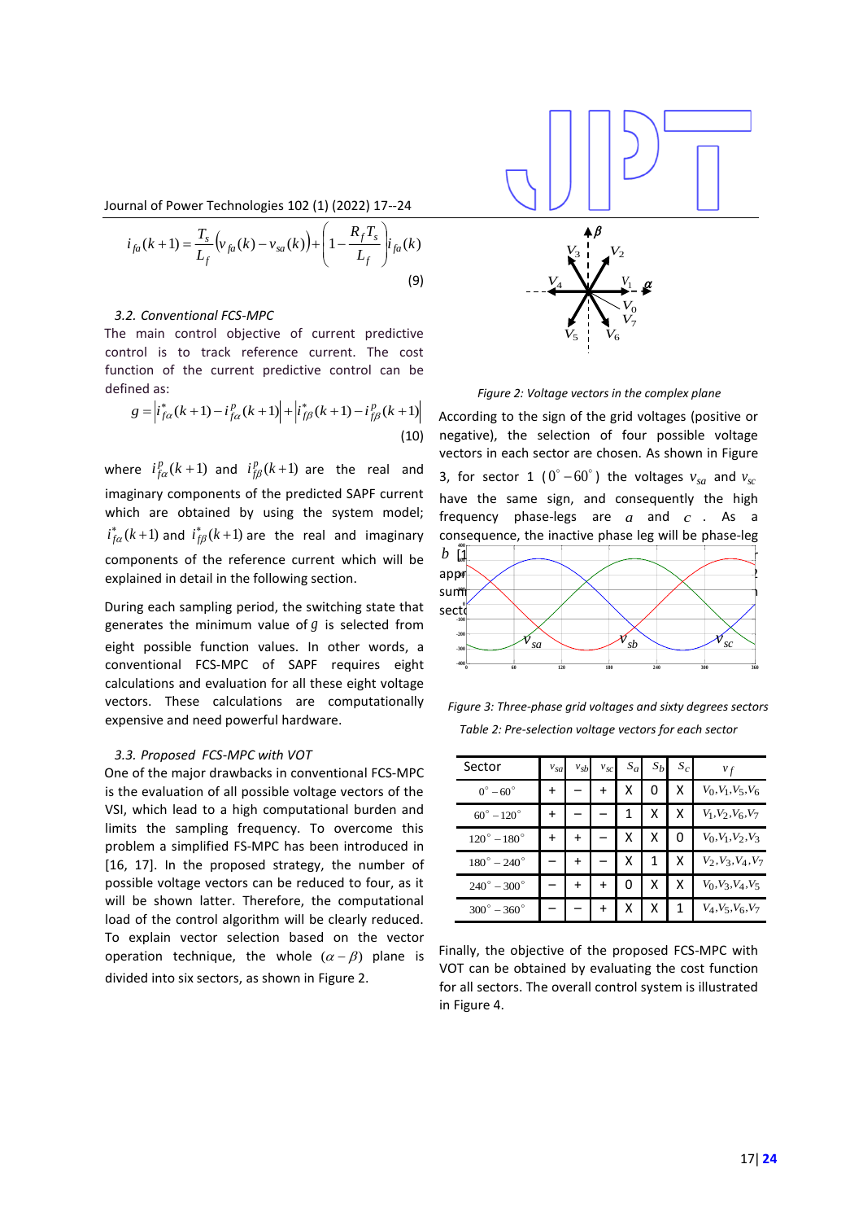$$i_{fa}(k+1) = \frac{T_s}{L_f}\left(v_{fa}(k) - v_{sa}(k)\right) + \left(1 - \frac{R_f T_s}{L_f}\right) i_{fa}(k) \tag{9}$$

### 3.2. Conventional FCS-MPC

The main control objective of current predictive control is to track reference current. The cost function of the current predictive control can be defined as:

$$g = \left| i^*_{f\alpha}(k+1) - i^p_{f\alpha}(k+1) \right| + \left| i^*_{f\beta}(k+1) - i^p_{f\beta}(k+1) \right| \tag{10}$$

where $i^p_{f\alpha}(k+1)$ and $i^p_{f\beta}(k+1)$ are the real and imaginary components of the predicted SAPF current which are obtained by using the system model; $i^*_{f\alpha}(k+1)$ and $i^*_{f\beta}(k+1)$ are the real and imaginary components of the reference current which will be explained in detail in the following section.

During each sampling period, the switching state that generates the minimum value of $g$ is selected from eight possible function values. In other words, a conventional FCS-MPC of SAPF requires eight calculations and evaluation for all these eight voltage vectors. These calculations are computationally expensive and need powerful hardware.

### 3.3. Proposed FCS-MPC with VOT

One of the major drawbacks in conventional FCS-MPC is the evaluation of all possible voltage vectors of the VSI, which lead to a high computational burden and limits the sampling frequency. To overcome this problem a simplified FS-MPC has been introduced in [16, 17]. In the proposed strategy, the number of possible voltage vectors can be reduced to four, as it will be shown latter. Therefore, the computational load of the control algorithm will be clearly reduced. To explain vector selection based on the vector operation technique, the whole $(\alpha-\beta)$ plane is divided into six sectors, as shown in Figure 2.

Figure 2: Voltage vectors in the complex plane

According to the sign of the grid voltages (positive or negative), the selection of four possible voltage vectors in each sector are chosen. As shown in Figure 3, for sector 1 $(0^\circ - 60^\circ)$ the voltages $v_{sa}$ and $v_{sc}$ have the same sign, and consequently the high frequency phase-legs are $a$ and $c$. As a consequence, the inactive phase leg will be phase-leg $b$ [1... appr... sum... secto...

Figure 3: Three-phase grid voltages and sixty degrees sectors

Table 2: Pre-selection voltage vectors for each sector

| Sector | $v_{sa}$ | $v_{sb}$ | $v_{sc}$ | $S_a$ | $S_b$ | $S_c$ | $v_f$ |
|---|---|---|---|---|---|---|---|
| $0^\circ - 60^\circ$ | + | − | + | X | 0 | X | $V_0, V_1, V_5, V_6$ |
| $60^\circ - 120^\circ$ | + | − | − | 1 | X | X | $V_1, V_2, V_6, V_7$ |
| $120^\circ - 180^\circ$ | + | + | − | X | X | 0 | $V_0, V_1, V_2, V_3$ |
| $180^\circ - 240^\circ$ | − | + | − | X | 1 | X | $V_2, V_3, V_4, V_7$ |
| $240^\circ - 300^\circ$ | − | + | + | 0 | X | X | $V_0, V_3, V_4, V_5$ |
| $300^\circ - 360^\circ$ | − | − | + | X | X | 1 | $V_4, V_5, V_6, V_7$ |

Finally, the objective of the proposed FCS-MPC with VOT can be obtained by evaluating the cost function for all sectors. The overall control system is illustrated in Figure 4.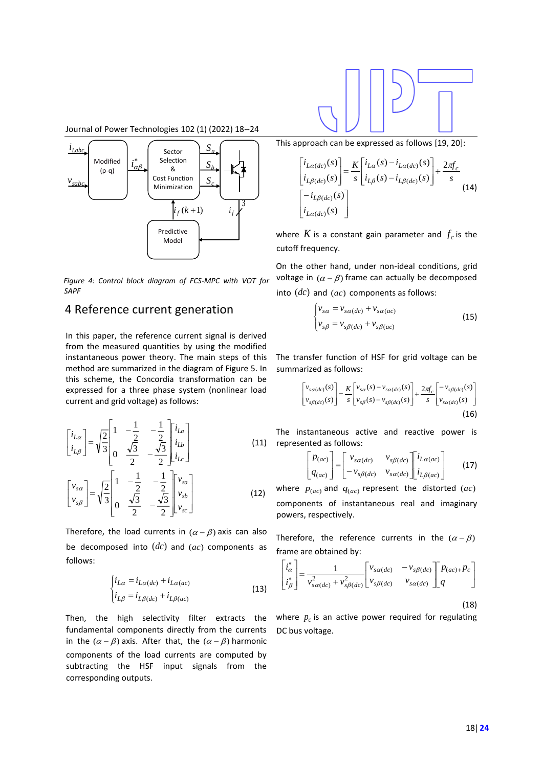Figure 4: Control block diagram of FCS-MPC with VOT for SAPF

## 4 Reference current generation

In this paper, the reference current signal is derived from the measured quantities by using the modified instantaneous power theory. The main steps of this method are summarized in the diagram of Figure 5. In this scheme, the Concordia transformation can be expressed for a three phase system (nonlinear load current and grid voltage) as follows:

$$\begin{bmatrix} i_{L\alpha} \\ i_{L\beta} \end{bmatrix} = \sqrt{\frac{2}{3}} \begin{bmatrix} 1 & -\frac{1}{2} & -\frac{1}{2} \\ 0 & \frac{\sqrt{3}}{2} & -\frac{\sqrt{3}}{2} \end{bmatrix} \begin{bmatrix} i_{La} \\ i_{Lb} \\ i_{Lc} \end{bmatrix} \quad (11)$$

$$\begin{bmatrix} v_{s\alpha} \\ v_{s\beta} \end{bmatrix} = \sqrt{\frac{2}{3}} \begin{bmatrix} 1 & -\frac{1}{2} & -\frac{1}{2} \\ 0 & \frac{\sqrt{3}}{2} & -\frac{\sqrt{3}}{2} \end{bmatrix} \begin{bmatrix} v_{sa} \\ v_{sb} \\ v_{sc} \end{bmatrix} \quad (12)$$

Therefore, the load currents in $(\alpha-\beta)$ axis can also be decomposed into $(dc)$ and $(ac)$ components as follows:

$$\begin{cases} i_{L\alpha} = i_{L\alpha(dc)} + i_{L\alpha(ac)} \\ i_{L\beta} = i_{L\beta(dc)} + i_{L\beta(ac)} \end{cases} \quad (13)$$

Then, the high selectivity filter extracts the fundamental components directly from the currents in the $(\alpha-\beta)$ axis. After that, the $(\alpha-\beta)$ harmonic components of the load currents are computed by subtracting the HSF input signals from the corresponding outputs.

This approach can be expressed as follows [19, 20]:

$$\begin{bmatrix} i_{L\alpha(dc)}(s) \\ i_{L\beta(dc)}(s) \end{bmatrix} = \frac{K}{s} \begin{bmatrix} i_{L\alpha}(s) - i_{L\alpha(dc)}(s) \\ i_{L\beta}(s) - i_{L\beta(dc)}(s) \end{bmatrix} + \frac{2\pi f_c}{s} \begin{bmatrix} -i_{L\beta(dc)}(s) \\ i_{L\alpha(dc)}(s) \end{bmatrix} \quad (14)$$

where $K$ is a constant gain parameter and $f_c$ is the cutoff frequency.

On the other hand, under non-ideal conditions, grid voltage in $(\alpha-\beta)$ frame can actually be decomposed into $(dc)$ and $(ac)$ components as follows:

$$\begin{cases} v_{s\alpha} = v_{s\alpha(dc)} + v_{s\alpha(ac)} \\ v_{s\beta} = v_{s\beta(dc)} + v_{s\beta(ac)} \end{cases} \quad (15)$$

The transfer function of HSF for grid voltage can be summarized as follows:

$$\begin{bmatrix} v_{s\alpha(dc)}(s) \\ v_{s\beta(dc)}(s) \end{bmatrix} = \frac{K}{s} \begin{bmatrix} v_{s\alpha}(s) - v_{s\alpha(dc)}(s) \\ v_{s\beta}(s) - v_{s\beta(dc)}(s) \end{bmatrix} + \frac{2\pi f_c}{s} \begin{bmatrix} -v_{s\beta(dc)}(s) \\ v_{s\alpha(dc)}(s) \end{bmatrix} \quad (16)$$

The instantaneous active and reactive power is represented as follows:

$$\begin{bmatrix} p_{(ac)} \\ q_{(ac)} \end{bmatrix} = \begin{bmatrix} v_{s\alpha(dc)} & v_{s\beta(dc)} \\ -v_{s\beta(dc)} & v_{s\alpha(dc)} \end{bmatrix} \begin{bmatrix} i_{L\alpha(ac)} \\ i_{L\beta(ac)} \end{bmatrix} \quad (17)$$

where $p_{(ac)}$ and $q_{(ac)}$ represent the distorted $(ac)$ components of instantaneous real and imaginary powers, respectively.

Therefore, the reference currents in the $(\alpha-\beta)$ frame are obtained by:

$$\begin{bmatrix} i_\alpha^* \\ i_\beta^* \end{bmatrix} = \frac{1}{v_{s\alpha(dc)}^2 + v_{s\beta(dc)}^2} \begin{bmatrix} v_{s\alpha(dc)} & -v_{s\beta(dc)} \\ v_{s\beta(dc)} & v_{s\alpha(dc)} \end{bmatrix} \begin{bmatrix} p_{(ac)+}p_c \\ q \end{bmatrix} \quad (18)$$

where $p_c$ is an active power required for regulating DC bus voltage.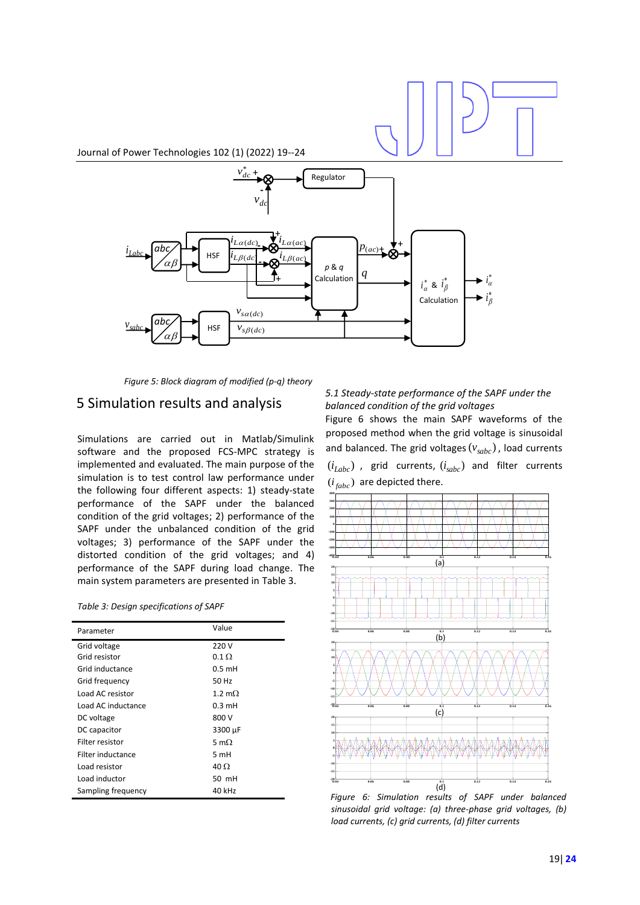Figure 5: Block diagram of modified (p-q) theory

## 5 Simulation results and analysis

Simulations are carried out in Matlab/Simulink software and the proposed FCS-MPC strategy is implemented and evaluated. The main purpose of the simulation is to test control law performance under the following four different aspects: 1) steady-state performance of the SAPF under the balanced condition of the grid voltages; 2) performance of the SAPF under the unbalanced condition of the grid voltages; 3) performance of the SAPF under the distorted condition of the grid voltages; and 4) performance of the SAPF during load change. The main system parameters are presented in Table 3.

Table 3: Design specifications of SAPF

| Parameter | Value |
| --- | --- |
| Grid voltage | 220 V |
| Grid resistor | 0.1 Ω |
| Grid inductance | 0.5 mH |
| Grid frequency | 50 Hz |
| Load AC resistor | 1.2 mΩ |
| Load AC inductance | 0.3 mH |
| DC voltage | 800 V |
| DC capacitor | 3300 μF |
| Filter resistor | 5 mΩ |
| Filter inductance | 5 mH |
| Load resistor | 40 Ω |
| Load inductor | 50 mH |
| Sampling frequency | 40 kHz |

### 5.1 Steady-state performance of the SAPF under the balanced condition of the grid voltages

Figure 6 shows the main SAPF waveforms of the proposed method when the grid voltage is sinusoidal and balanced. The grid voltages $(v_{sabc})$, load currents $(i_{Labc})$, grid currents, $(i_{sabc})$ and filter currents $(i_{fabc})$ are depicted there.

Figure 6: Simulation results of SAPF under balanced sinusoidal grid voltage: (a) three-phase grid voltages, (b) load currents, (c) grid currents, (d) filter currents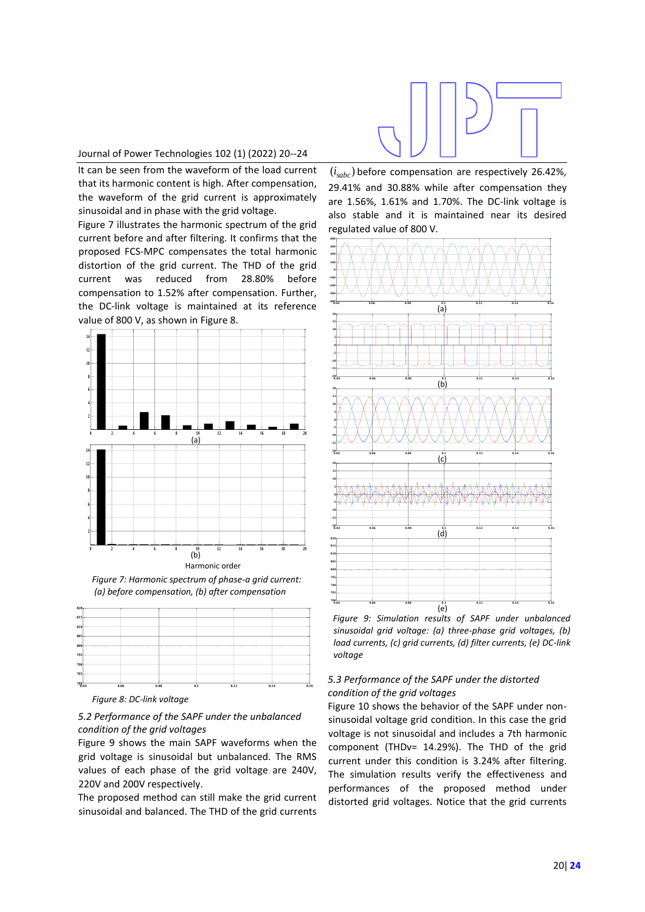It can be seen from the waveform of the load current that its harmonic content is high. After compensation, the waveform of the grid current is approximately sinusoidal and in phase with the grid voltage.

Figure 7 illustrates the harmonic spectrum of the grid current before and after filtering. It confirms that the proposed FCS-MPC compensates the total harmonic distortion of the grid current. The THD of the grid current was reduced from 28.80% before compensation to 1.52% after compensation. Further, the DC-link voltage is maintained at its reference value of 800 V, as shown in Figure 8.

*Figure 7: Harmonic spectrum of phase-a grid current: (a) before compensation, (b) after compensation*

*Figure 8: DC-link voltage*

## 5.2 Performance of the SAPF under the unbalanced condition of the grid voltages

Figure 9 shows the main SAPF waveforms when the grid voltage is sinusoidal but unbalanced. The RMS values of each phase of the grid voltage are 240V, 220V and 200V respectively.

The proposed method can still make the grid current sinusoidal and balanced. The THD of the grid currents ($i_{sabc}$) before compensation are respectively 26.42%, 29.41% and 30.88% while after compensation they are 1.56%, 1.61% and 1.70%. The DC-link voltage is also stable and it is maintained near its desired regulated value of 800 V.

*Figure 9: Simulation results of SAPF under unbalanced sinusoidal grid voltage: (a) three-phase grid voltages, (b) load currents, (c) grid currents, (d) filter currents, (e) DC-link voltage*

## 5.3 Performance of the SAPF under the distorted condition of the grid voltages

Figure 10 shows the behavior of the SAPF under non-sinusoidal voltage grid condition. In this case the grid voltage is not sinusoidal and includes a 7th harmonic component (THDv= 14.29%). The THD of the grid current under this condition is 3.24% after filtering. The simulation results verify the effectiveness and performances of the proposed method under distorted grid voltages. Notice that the grid currents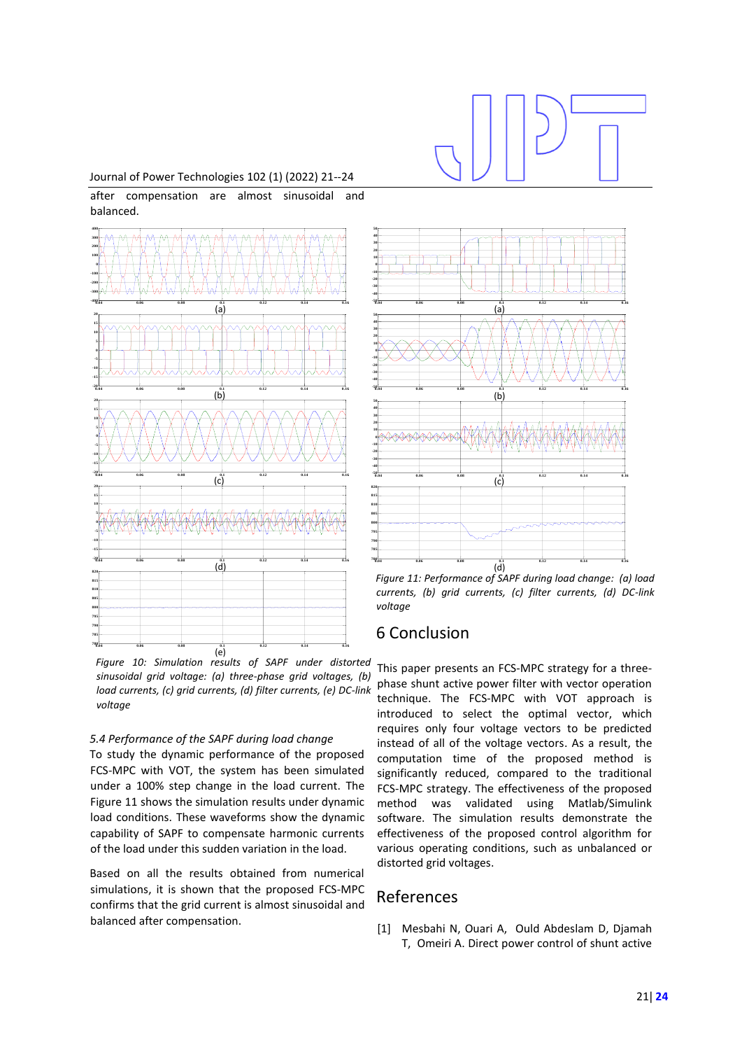after compensation are almost sinusoidal and balanced.

Figure 10: Simulation results of SAPF under distorted sinusoidal grid voltage: (a) three-phase grid voltages, (b) load currents, (c) grid currents, (d) filter currents, (e) DC-link voltage

### 5.4 Performance of the SAPF during load change

To study the dynamic performance of the proposed FCS-MPC with VOT, the system has been simulated under a 100% step change in the load current. The Figure 11 shows the simulation results under dynamic load conditions. These waveforms show the dynamic capability of SAPF to compensate harmonic currents of the load under this sudden variation in the load.

Based on all the results obtained from numerical simulations, it is shown that the proposed FCS-MPC confirms that the grid current is almost sinusoidal and balanced after compensation.

Figure 11: Performance of SAPF during load change: (a) load currents, (b) grid currents, (c) filter currents, (d) DC-link voltage

## 6 Conclusion

This paper presents an FCS-MPC strategy for a three-phase shunt active power filter with vector operation technique. The FCS-MPC with VOT approach is introduced to select the optimal vector, which requires only four voltage vectors to be predicted instead of all of the voltage vectors. As a result, the computation time of the proposed method is significantly reduced, compared to the traditional FCS-MPC strategy. The effectiveness of the proposed method was validated using Matlab/Simulink software. The simulation results demonstrate the effectiveness of the proposed control algorithm for various operating conditions, such as unbalanced or distorted grid voltages.

## References

[1] Mesbahi N, Ouari A, Ould Abdeslam D, Djamah T, Omeiri A. Direct power control of shunt active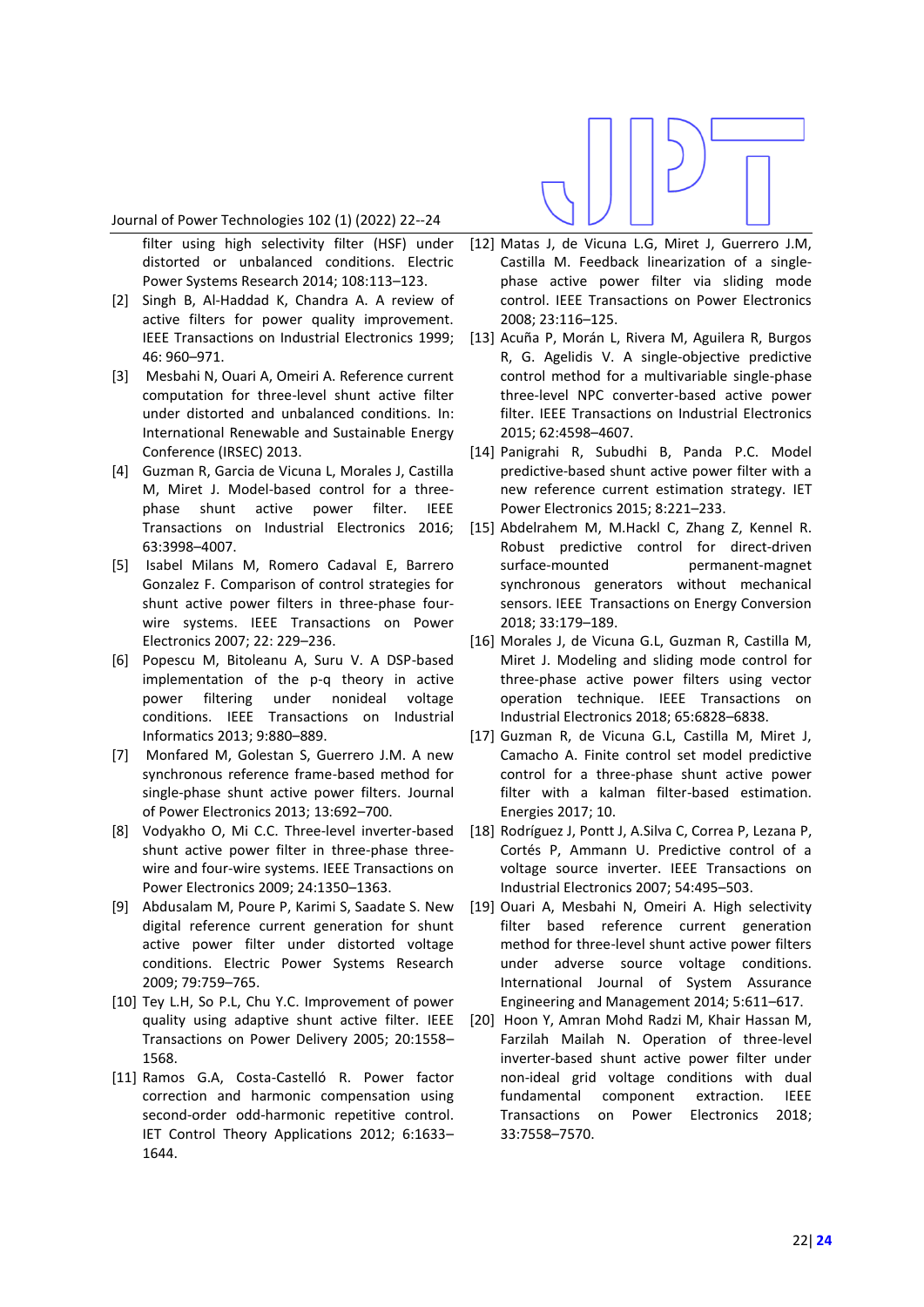filter using high selectivity filter (HSF) under distorted or unbalanced conditions. Electric Power Systems Research 2014; 108:113–123.

[2] Singh B, Al-Haddad K, Chandra A. A review of active filters for power quality improvement. IEEE Transactions on Industrial Electronics 1999; 46: 960–971.

[3] Mesbahi N, Ouari A, Omeiri A. Reference current computation for three-level shunt active filter under distorted and unbalanced conditions. In: International Renewable and Sustainable Energy Conference (IRSEC) 2013.

[4] Guzman R, Garcia de Vicuna L, Morales J, Castilla M, Miret J. Model-based control for a three-phase shunt active power filter. IEEE Transactions on Industrial Electronics 2016; 63:3998–4007.

[5] Isabel Milans M, Romero Cadaval E, Barrero Gonzalez F. Comparison of control strategies for shunt active power filters in three-phase four-wire systems. IEEE Transactions on Power Electronics 2007; 22: 229–236.

[6] Popescu M, Bitoleanu A, Suru V. A DSP-based implementation of the p-q theory in active power filtering under nonideal voltage conditions. IEEE Transactions on Industrial Informatics 2013; 9:880–889.

[7] Monfared M, Golestan S, Guerrero J.M. A new synchronous reference frame-based method for single-phase shunt active power filters. Journal of Power Electronics 2013; 13:692–700.

[8] Vodyakho O, Mi C.C. Three-level inverter-based shunt active power filter in three-phase three-wire and four-wire systems. IEEE Transactions on Power Electronics 2009; 24:1350–1363.

[9] Abdusalam M, Poure P, Karimi S, Saadate S. New digital reference current generation for shunt active power filter under distorted voltage conditions. Electric Power Systems Research 2009; 79:759–765.

[10] Tey L.H, So P.L, Chu Y.C. Improvement of power quality using adaptive shunt active filter. IEEE Transactions on Power Delivery 2005; 20:1558–1568.

[11] Ramos G.A, Costa-Castelló R. Power factor correction and harmonic compensation using second-order odd-harmonic repetitive control. IET Control Theory Applications 2012; 6:1633–1644.

[12] Matas J, de Vicuna L.G, Miret J, Guerrero J.M, Castilla M. Feedback linearization of a single-phase active power filter via sliding mode control. IEEE Transactions on Power Electronics 2008; 23:116–125.

[13] Acuña P, Morán L, Rivera M, Aguilera R, Burgos R, G. Agelidis V. A single-objective predictive control method for a multivariable single-phase three-level NPC converter-based active power filter. IEEE Transactions on Industrial Electronics 2015; 62:4598–4607.

[14] Panigrahi R, Subudhi B, Panda P.C. Model predictive-based shunt active power filter with a new reference current estimation strategy. IET Power Electronics 2015; 8:221–233.

[15] Abdelrahem M, M.Hackl C, Zhang Z, Kennel R. Robust predictive control for direct-driven surface-mounted permanent-magnet synchronous generators without mechanical sensors. IEEE Transactions on Energy Conversion 2018; 33:179–189.

[16] Morales J, de Vicuna G.L, Guzman R, Castilla M, Miret J. Modeling and sliding mode control for three-phase active power filters using vector operation technique. IEEE Transactions on Industrial Electronics 2018; 65:6828–6838.

[17] Guzman R, de Vicuna G.L, Castilla M, Miret J, Camacho A. Finite control set model predictive control for a three-phase shunt active power filter with a kalman filter-based estimation. Energies 2017; 10.

[18] Rodríguez J, Pontt J, A.Silva C, Correa P, Lezana P, Cortés P, Ammann U. Predictive control of a voltage source inverter. IEEE Transactions on Industrial Electronics 2007; 54:495–503.

[19] Ouari A, Mesbahi N, Omeiri A. High selectivity filter based reference current generation method for three-level shunt active power filters under adverse source voltage conditions. International Journal of System Assurance Engineering and Management 2014; 5:611–617.

[20] Hoon Y, Amran Mohd Radzi M, Khair Hassan M, Farzilah Mailah N. Operation of three-level inverter-based shunt active power filter under non-ideal grid voltage conditions with dual fundamental component extraction. IEEE Transactions on Power Electronics 2018; 33:7558–7570.